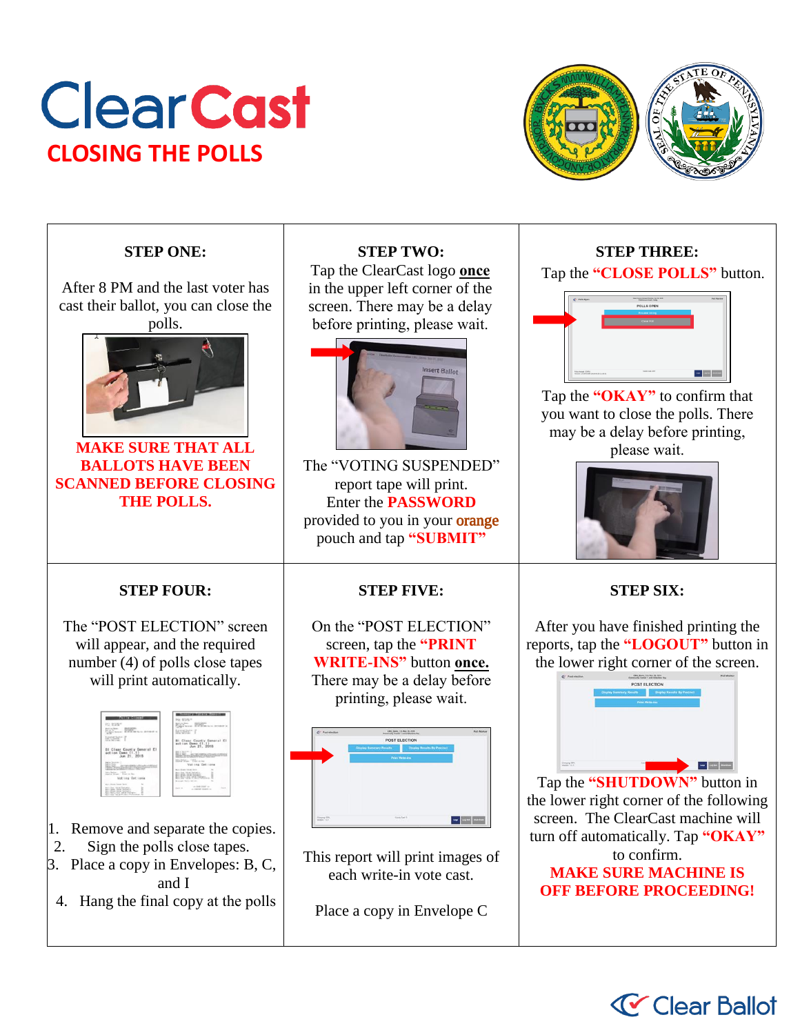# ClearCast

## CLOSING THE POLLS

### STEP ONE:

After 8 PM and the last voter has cast their ballot, you can close the polls.

**MAKE SURE THAT ALL BALLOTS HAVE BEEN SCANNED BEFORE CLOSING THE POLLS.**

### STEP TWO:

Tap the ClearCast logo **once** in the upper left corner of the screen. There may be a delay before printing, please wait.

The "VOTING SUSPENDED" report tape will print.
Enter the **PASSWORD** provided to you in your **orange** pouch and tap **"SUBMIT"**

### STEP THREE:

Tap the **"CLOSE POLLS"** button.

Tap the **"OKAY"** to confirm that you want to close the polls. There may be a delay before printing, please wait.

### STEP FOUR:

The "POST ELECTION" screen will appear, and the required number (4) of polls close tapes will print automatically.

1. Remove and separate the copies.
2. Sign the polls close tapes.
3. Place a copy in Envelopes: B, C, and I
4. Hang the final copy at the polls

### STEP FIVE:

On the "POST ELECTION" screen, tap the **"PRINT WRITE-INS"** button **once.** There may be a delay before printing, please wait.

This report will print images of each write-in vote cast.

Place a copy in Envelope C

### STEP SIX:

After you have finished printing the reports, tap the **"LOGOUT"** button in the lower right corner of the screen.

Tap the **"SHUTDOWN"** button in the lower right corner of the following screen. The ClearCast machine will turn off automatically. Tap **"OKAY"** to confirm.

**MAKE SURE MACHINE IS OFF BEFORE PROCEEDING!**

Clear Ballot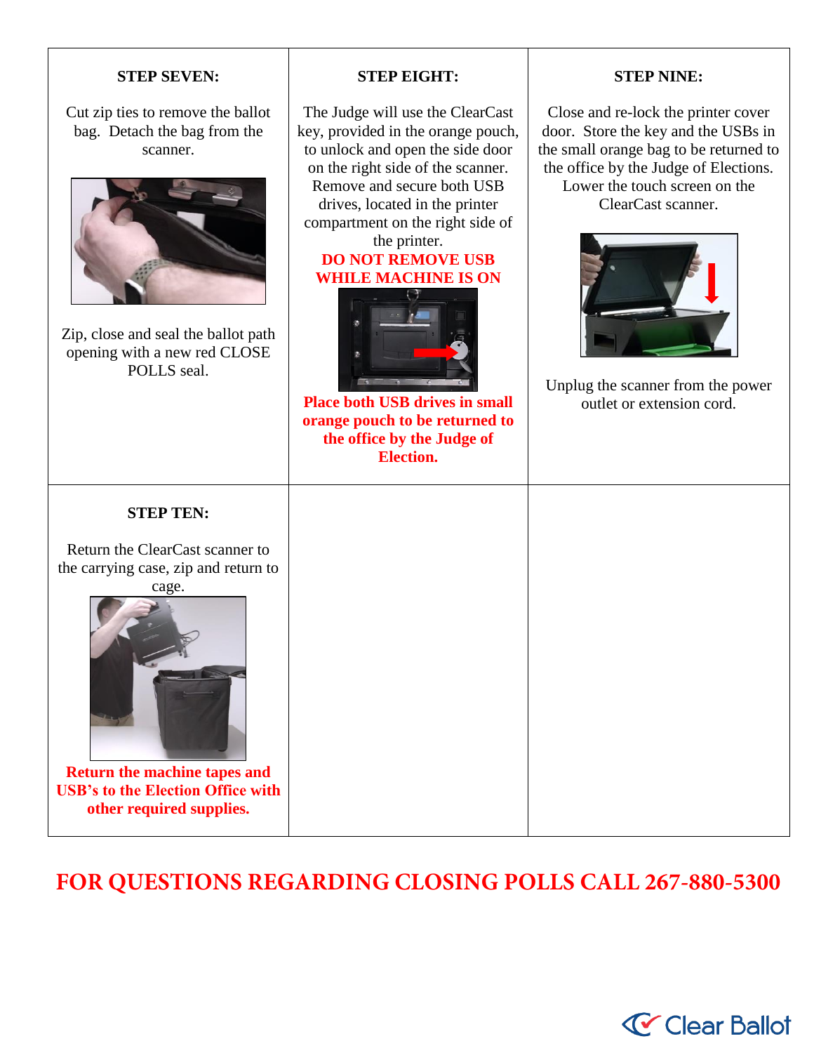| | | |
|---|---|---|
| **STEP SEVEN:**<br><br>Cut zip ties to remove the ballot bag. Detach the bag from the scanner.<br><br>Zip, close and seal the ballot path opening with a new red CLOSE POLLS seal. | **STEP EIGHT:**<br><br>The Judge will use the ClearCast key, provided in the orange pouch, to unlock and open the side door on the right side of the scanner. Remove and secure both USB drives, located in the printer compartment on the right side of the printer.<br>**DO NOT REMOVE USB WHILE MACHINE IS ON**<br><br>**Place both USB drives in small orange pouch to be returned to the office by the Judge of Election.** | **STEP NINE:**<br><br>Close and re-lock the printer cover door. Store the key and the USBs in the small orange bag to be returned to the office by the Judge of Elections. Lower the touch screen on the ClearCast scanner.<br><br>Unplug the scanner from the power outlet or extension cord. |
| **STEP TEN:**<br><br>Return the ClearCast scanner to the carrying case, zip and return to cage.<br><br>**Return the machine tapes and USB's to the Election Office with other required supplies.** | | |

**FOR QUESTIONS REGARDING CLOSING POLLS CALL 267-880-5300**

Clear Ballot